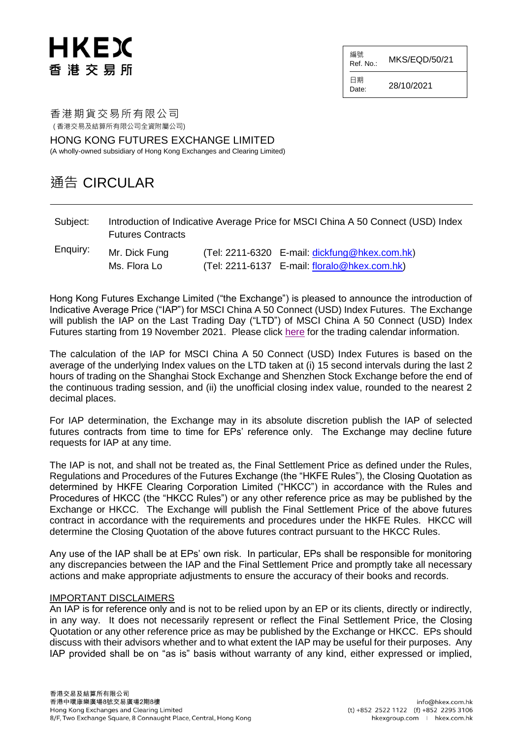# HKEX
香港交易所

| 編號 Ref. No.: | MKS/EQD/50/21 |
| --- | --- |
| 日期 Date: | 28/10/2021 |

香港期貨交易所有限公司
(香港交易及結算所有限公司全資附屬公司)

HONG KONG FUTURES EXCHANGE LIMITED
(A wholly-owned subsidiary of Hong Kong Exchanges and Clearing Limited)

## 通告 CIRCULAR

---

| | | |
| --- | --- | --- |
| Subject: | Introduction of Indicative Average Price for MSCI China A 50 Connect (USD) Index Futures Contracts | |
| Enquiry: | Mr. Dick Fung | (Tel: 2211-6320 E-mail: dickfung@hkex.com.hk) |
| | Ms. Flora Lo | (Tel: 2211-6137 E-mail: floralo@hkex.com.hk) |

Hong Kong Futures Exchange Limited ("the Exchange") is pleased to announce the introduction of Indicative Average Price ("IAP") for MSCI China A 50 Connect (USD) Index Futures. The Exchange will publish the IAP on the Last Trading Day ("LTD") of MSCI China A 50 Connect (USD) Index Futures starting from 19 November 2021. Please click here for the trading calendar information.

The calculation of the IAP for MSCI China A 50 Connect (USD) Index Futures is based on the average of the underlying Index values on the LTD taken at (i) 15 second intervals during the last 2 hours of trading on the Shanghai Stock Exchange and Shenzhen Stock Exchange before the end of the continuous trading session, and (ii) the unofficial closing index value, rounded to the nearest 2 decimal places.

For IAP determination, the Exchange may in its absolute discretion publish the IAP of selected futures contracts from time to time for EPs' reference only. The Exchange may decline future requests for IAP at any time.

The IAP is not, and shall not be treated as, the Final Settlement Price as defined under the Rules, Regulations and Procedures of the Futures Exchange (the "HKFE Rules"), the Closing Quotation as determined by HKFE Clearing Corporation Limited ("HKCC") in accordance with the Rules and Procedures of HKCC (the "HKCC Rules") or any other reference price as may be published by the Exchange or HKCC. The Exchange will publish the Final Settlement Price of the above futures contract in accordance with the requirements and procedures under the HKFE Rules. HKCC will determine the Closing Quotation of the above futures contract pursuant to the HKCC Rules.

Any use of the IAP shall be at EPs' own risk. In particular, EPs shall be responsible for monitoring any discrepancies between the IAP and the Final Settlement Price and promptly take all necessary actions and make appropriate adjustments to ensure the accuracy of their books and records.

IMPORTANT DISCLAIMERS

An IAP is for reference only and is not to be relied upon by an EP or its clients, directly or indirectly, in any way. It does not necessarily represent or reflect the Final Settlement Price, the Closing Quotation or any other reference price as may be published by the Exchange or HKCC. EPs should discuss with their advisors whether and to what extent the IAP may be useful for their purposes. Any IAP provided shall be on "as is" basis without warranty of any kind, either expressed or implied,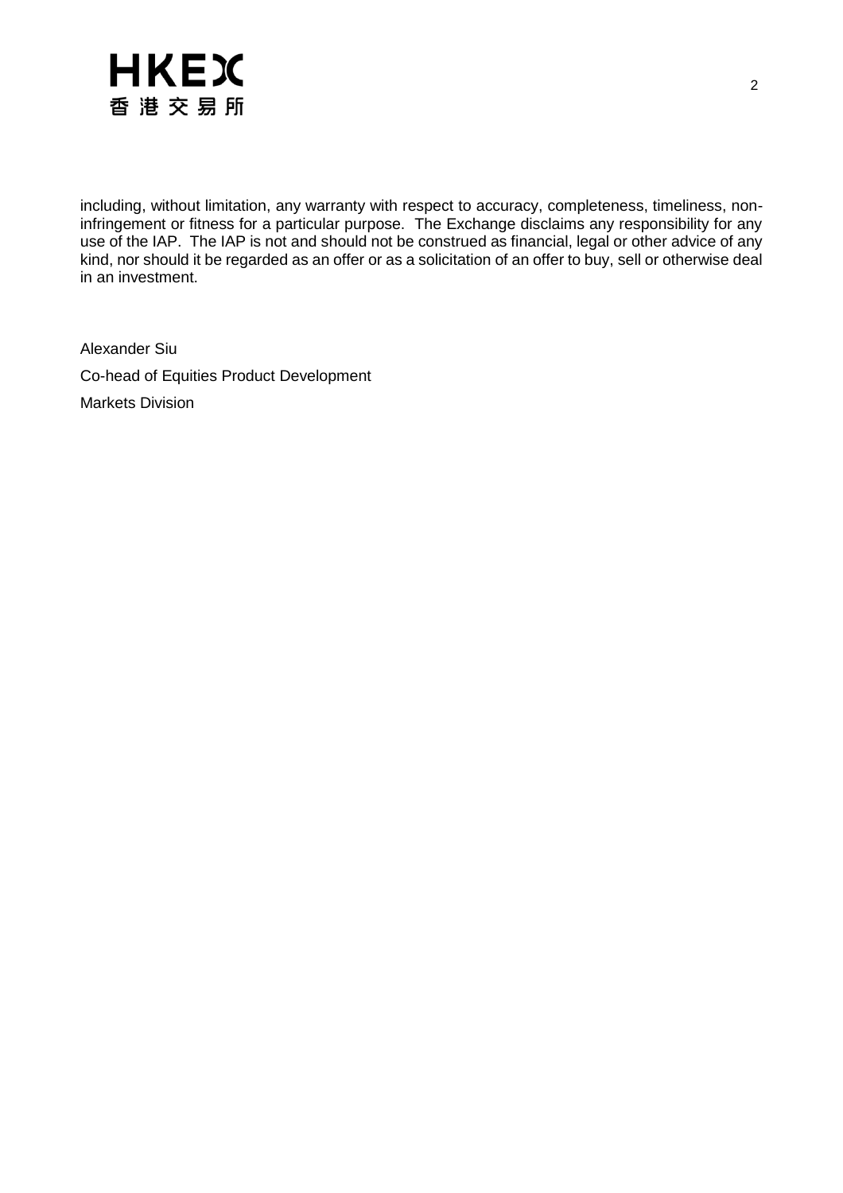including, without limitation, any warranty with respect to accuracy, completeness, timeliness, non-infringement or fitness for a particular purpose. The Exchange disclaims any responsibility for any use of the IAP. The IAP is not and should not be construed as financial, legal or other advice of any kind, nor should it be regarded as an offer or as a solicitation of an offer to buy, sell or otherwise deal in an investment.

Alexander Siu

Co-head of Equities Product Development

Markets Division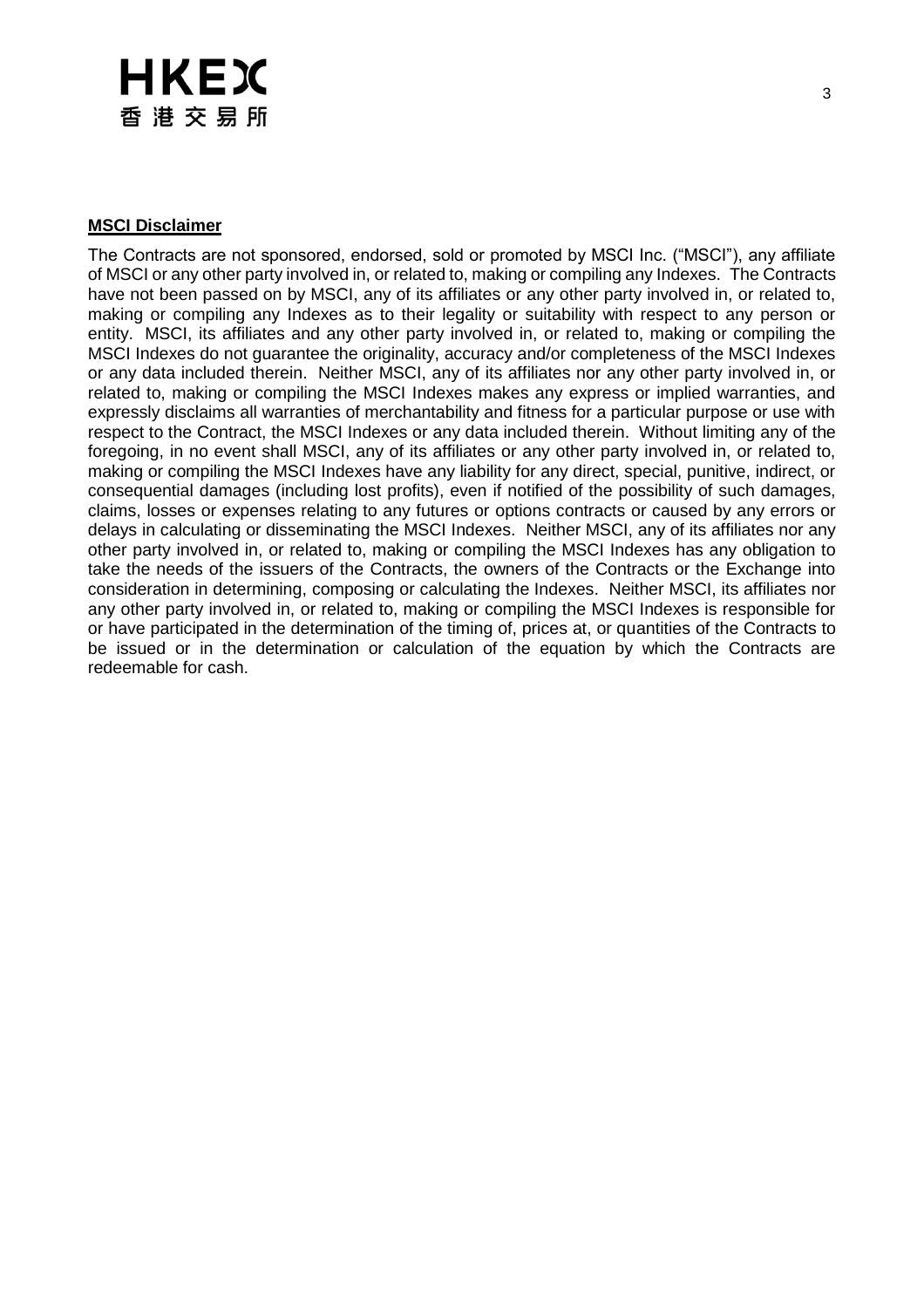**MSCI Disclaimer**

The Contracts are not sponsored, endorsed, sold or promoted by MSCI Inc. ("MSCI"), any affiliate of MSCI or any other party involved in, or related to, making or compiling any Indexes. The Contracts have not been passed on by MSCI, any of its affiliates or any other party involved in, or related to, making or compiling any Indexes as to their legality or suitability with respect to any person or entity. MSCI, its affiliates and any other party involved in, or related to, making or compiling the MSCI Indexes do not guarantee the originality, accuracy and/or completeness of the MSCI Indexes or any data included therein. Neither MSCI, any of its affiliates nor any other party involved in, or related to, making or compiling the MSCI Indexes makes any express or implied warranties, and expressly disclaims all warranties of merchantability and fitness for a particular purpose or use with respect to the Contract, the MSCI Indexes or any data included therein. Without limiting any of the foregoing, in no event shall MSCI, any of its affiliates or any other party involved in, or related to, making or compiling the MSCI Indexes have any liability for any direct, special, punitive, indirect, or consequential damages (including lost profits), even if notified of the possibility of such damages, claims, losses or expenses relating to any futures or options contracts or caused by any errors or delays in calculating or disseminating the MSCI Indexes. Neither MSCI, any of its affiliates nor any other party involved in, or related to, making or compiling the MSCI Indexes has any obligation to take the needs of the issuers of the Contracts, the owners of the Contracts or the Exchange into consideration in determining, composing or calculating the Indexes. Neither MSCI, its affiliates nor any other party involved in, or related to, making or compiling the MSCI Indexes is responsible for or have participated in the determination of the timing of, prices at, or quantities of the Contracts to be issued or in the determination or calculation of the equation by which the Contracts are redeemable for cash.